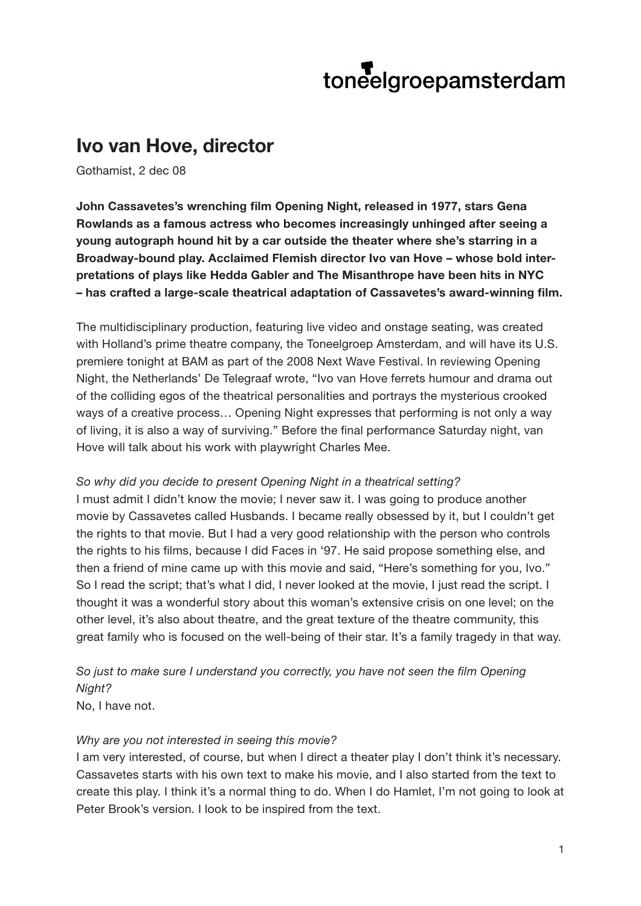toneelgroepamsterdam

# Ivo van Hove, director

Gothamist, 2 dec 08

**John Cassavetes's wrenching film Opening Night, released in 1977, stars Gena Rowlands as a famous actress who becomes increasingly unhinged after seeing a young autograph hound hit by a car outside the theater where she's starring in a Broadway-bound play. Acclaimed Flemish director Ivo van Hove – whose bold interpretations of plays like Hedda Gabler and The Misanthrope have been hits in NYC – has crafted a large-scale theatrical adaptation of Cassavetes's award-winning film.**

The multidisciplinary production, featuring live video and onstage seating, was created with Holland's prime theatre company, the Toneelgroep Amsterdam, and will have its U.S. premiere tonight at BAM as part of the 2008 Next Wave Festival. In reviewing Opening Night, the Netherlands' De Telegraaf wrote, "Ivo van Hove ferrets humour and drama out of the colliding egos of the theatrical personalities and portrays the mysterious crooked ways of a creative process… Opening Night expresses that performing is not only a way of living, it is also a way of surviving." Before the final performance Saturday night, van Hove will talk about his work with playwright Charles Mee.

*So why did you decide to present Opening Night in a theatrical setting?*
I must admit I didn't know the movie; I never saw it. I was going to produce another movie by Cassavetes called Husbands. I became really obsessed by it, but I couldn't get the rights to that movie. But I had a very good relationship with the person who controls the rights to his films, because I did Faces in '97. He said propose something else, and then a friend of mine came up with this movie and said, "Here's something for you, Ivo." So I read the script; that's what I did, I never looked at the movie, I just read the script. I thought it was a wonderful story about this woman's extensive crisis on one level; on the other level, it's also about theatre, and the great texture of the theatre community, this great family who is focused on the well-being of their star. It's a family tragedy in that way.

*So just to make sure I understand you correctly, you have not seen the film Opening Night?*
No, I have not.

*Why are you not interested in seeing this movie?*
I am very interested, of course, but when I direct a theater play I don't think it's necessary. Cassavetes starts with his own text to make his movie, and I also started from the text to create this play. I think it's a normal thing to do. When I do Hamlet, I'm not going to look at Peter Brook's version. I look to be inspired from the text.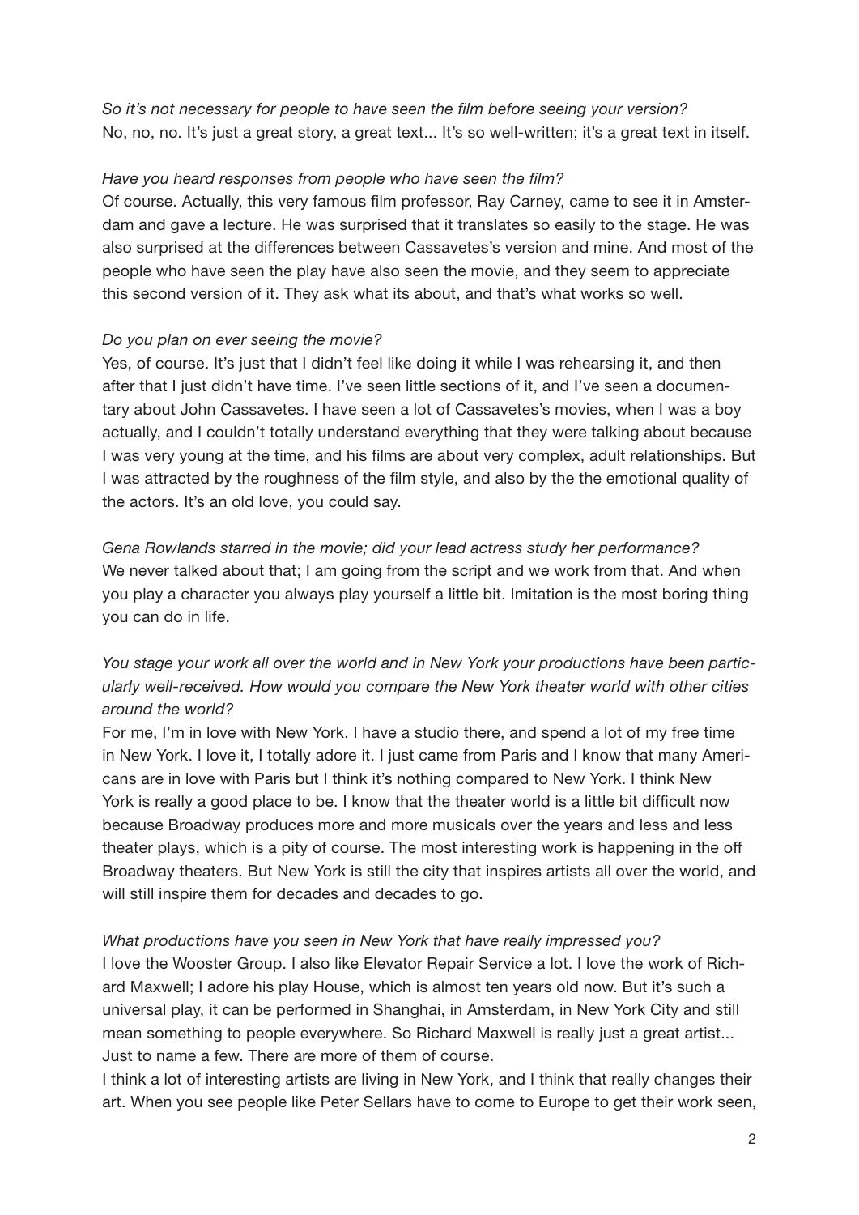*So it's not necessary for people to have seen the film before seeing your version?*
No, no, no. It's just a great story, a great text... It's so well-written; it's a great text in itself.

*Have you heard responses from people who have seen the film?*
Of course. Actually, this very famous film professor, Ray Carney, came to see it in Amsterdam and gave a lecture. He was surprised that it translates so easily to the stage. He was also surprised at the differences between Cassavetes's version and mine. And most of the people who have seen the play have also seen the movie, and they seem to appreciate this second version of it. They ask what its about, and that's what works so well.

*Do you plan on ever seeing the movie?*
Yes, of course. It's just that I didn't feel like doing it while I was rehearsing it, and then after that I just didn't have time. I've seen little sections of it, and I've seen a documentary about John Cassavetes. I have seen a lot of Cassavetes's movies, when I was a boy actually, and I couldn't totally understand everything that they were talking about because I was very young at the time, and his films are about very complex, adult relationships. But I was attracted by the roughness of the film style, and also by the the emotional quality of the actors. It's an old love, you could say.

*Gena Rowlands starred in the movie; did your lead actress study her performance?*
We never talked about that; I am going from the script and we work from that. And when you play a character you always play yourself a little bit. Imitation is the most boring thing you can do in life.

*You stage your work all over the world and in New York your productions have been particularly well-received. How would you compare the New York theater world with other cities around the world?*
For me, I'm in love with New York. I have a studio there, and spend a lot of my free time in New York. I love it, I totally adore it. I just came from Paris and I know that many Americans are in love with Paris but I think it's nothing compared to New York. I think New York is really a good place to be. I know that the theater world is a little bit difficult now because Broadway produces more and more musicals over the years and less and less theater plays, which is a pity of course. The most interesting work is happening in the off Broadway theaters. But New York is still the city that inspires artists all over the world, and will still inspire them for decades and decades to go.

*What productions have you seen in New York that have really impressed you?*
I love the Wooster Group. I also like Elevator Repair Service a lot. I love the work of Richard Maxwell; I adore his play House, which is almost ten years old now. But it's such a universal play, it can be performed in Shanghai, in Amsterdam, in New York City and still mean something to people everywhere. So Richard Maxwell is really just a great artist... Just to name a few. There are more of them of course.
I think a lot of interesting artists are living in New York, and I think that really changes their art. When you see people like Peter Sellars have to come to Europe to get their work seen,